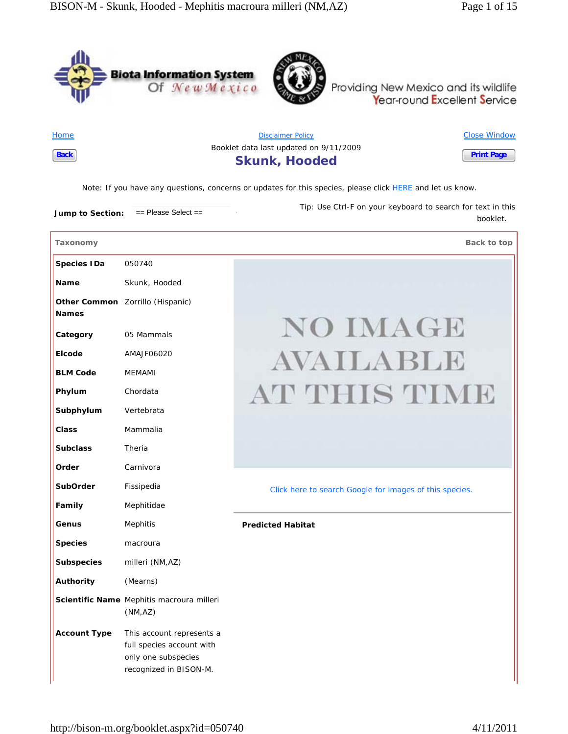Biota Information System Of New Mexico

Providing New Mexico and its wildlife Year-round Excellent Service

Home | Disclaimer Policy | Close Window

Back | Print Page

Booklet data last updated on 9/11/2009

# Skunk, Hooded

Note: If you have any questions, concerns or updates for this species, please click HERE and let us know.

**Jump to Section:** == Please Select ==

Tip: Use Ctrl-F on your keyboard to search for text in this booklet.

## Taxonomy

Back to top

| | |
|---|---|
| **Species IDa** | 050740 |
| **Name** | Skunk, Hooded |
| **Other Common Names** | Zorrillo (Hispanic) |
| **Category** | 05 Mammals |
| **Elcode** | AMAJF06020 |
| **BLM Code** | MEMAMI |
| **Phylum** | Chordata |
| **Subphylum** | Vertebrata |
| **Class** | Mammalia |
| **Subclass** | Theria |
| **Order** | Carnivora |
| **SubOrder** | Fissipedia |
| **Family** | Mephitidae |
| **Genus** | Mephitis |
| **Species** | macroura |
| **Subspecies** | milleri (NM,AZ) |
| **Authority** | (Mearns) |
| **Scientific Name** | Mephitis macroura milleri (NM,AZ) |
| **Account Type** | This account represents a full species account with only one subspecies recognized in BISON-M. |

NO IMAGE AVAILABLE AT THIS TIME

Click here to search Google for images of this species.

**Predicted Habitat**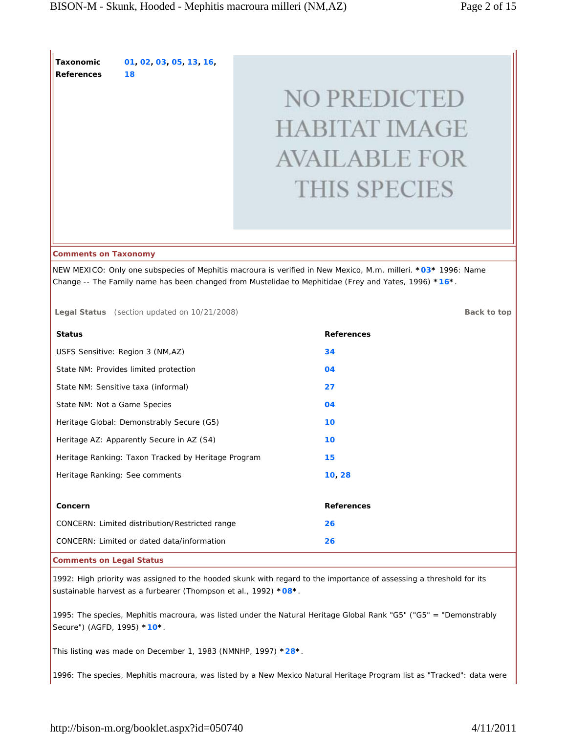| Taxonomic References | 01, 02, 03, 05, 13, 16, 18 |
|---|---|

NO PREDICTED HABITAT IMAGE AVAILABLE FOR THIS SPECIES

**Comments on Taxonomy**

NEW MEXICO: Only one subspecies of Mephitis macroura is verified in New Mexico, M.m. milleri. *03* 1996: Name Change -- The Family name has been changed from Mustelidae to Mephitidae (Frey and Yates, 1996) *16*.

**Legal Status** (section updated on 10/21/2008)

Back to top

| Status | References |
|---|---|
| USFS Sensitive: Region 3 (NM,AZ) | 34 |
| State NM: Provides limited protection | 04 |
| State NM: Sensitive taxa (informal) | 27 |
| State NM: Not a Game Species | 04 |
| Heritage Global: Demonstrably Secure (G5) | 10 |
| Heritage AZ: Apparently Secure in AZ (S4) | 10 |
| Heritage Ranking: Taxon Tracked by Heritage Program | 15 |
| Heritage Ranking: See comments | 10, 28 |

| Concern | References |
|---|---|
| CONCERN: Limited distribution/Restricted range | 26 |
| CONCERN: Limited or dated data/information | 26 |

**Comments on Legal Status**

1992: High priority was assigned to the hooded skunk with regard to the importance of assessing a threshold for its sustainable harvest as a furbearer (Thompson et al., 1992) *08*.

1995: The species, Mephitis macroura, was listed under the Natural Heritage Global Rank "G5" ("G5" = "Demonstrably Secure") (AGFD, 1995) *10*.

This listing was made on December 1, 1983 (NMNHP, 1997) *28*.

1996: The species, Mephitis macroura, was listed by a New Mexico Natural Heritage Program list as "Tracked": data were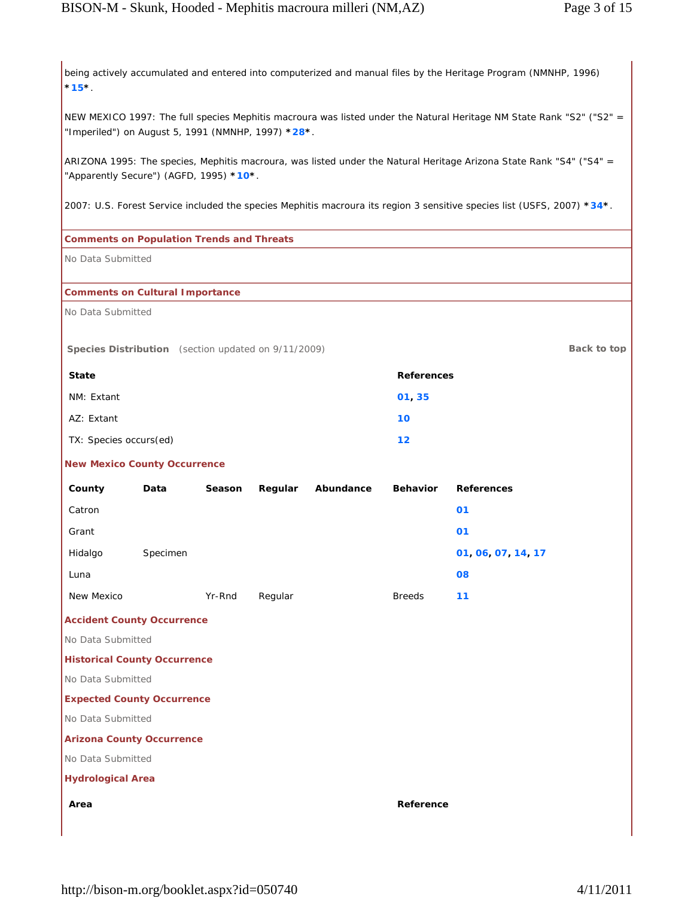being actively accumulated and entered into computerized and manual files by the Heritage Program (NMNHP, 1996) *15*.

NEW MEXICO 1997: The full species Mephitis macroura was listed under the Natural Heritage NM State Rank "S2" ("S2" = "Imperiled") on August 5, 1991 (NMNHP, 1997) *28*.

ARIZONA 1995: The species, Mephitis macroura, was listed under the Natural Heritage Arizona State Rank "S4" ("S4" = "Apparently Secure") (AGFD, 1995) *10*.

2007: U.S. Forest Service included the species Mephitis macroura its region 3 sensitive species list (USFS, 2007) *34*.

### Comments on Population Trends and Threats

No Data Submitted

### Comments on Cultural Importance

No Data Submitted

## Species Distribution (section updated on 9/11/2009)

Back to top

| State | References |
|---|---|
| NM: Extant | 01, 35 |
| AZ: Extant | 10 |
| TX: Species occurs(ed) | 12 |

### New Mexico County Occurrence

| County | Data | Season | Regular | Abundance | Behavior | References |
|---|---|---|---|---|---|---|
| Catron | | | | | | 01 |
| Grant | | | | | | 01 |
| Hidalgo | Specimen | | | | | 01, 06, 07, 14, 17 |
| Luna | | | | | | 08 |
| New Mexico | | Yr-Rnd | Regular | | Breeds | 11 |

### Accident County Occurrence

No Data Submitted

### Historical County Occurrence

No Data Submitted

### Expected County Occurrence

No Data Submitted

### Arizona County Occurrence

No Data Submitted

### Hydrological Area

| Area | Reference |
|---|---|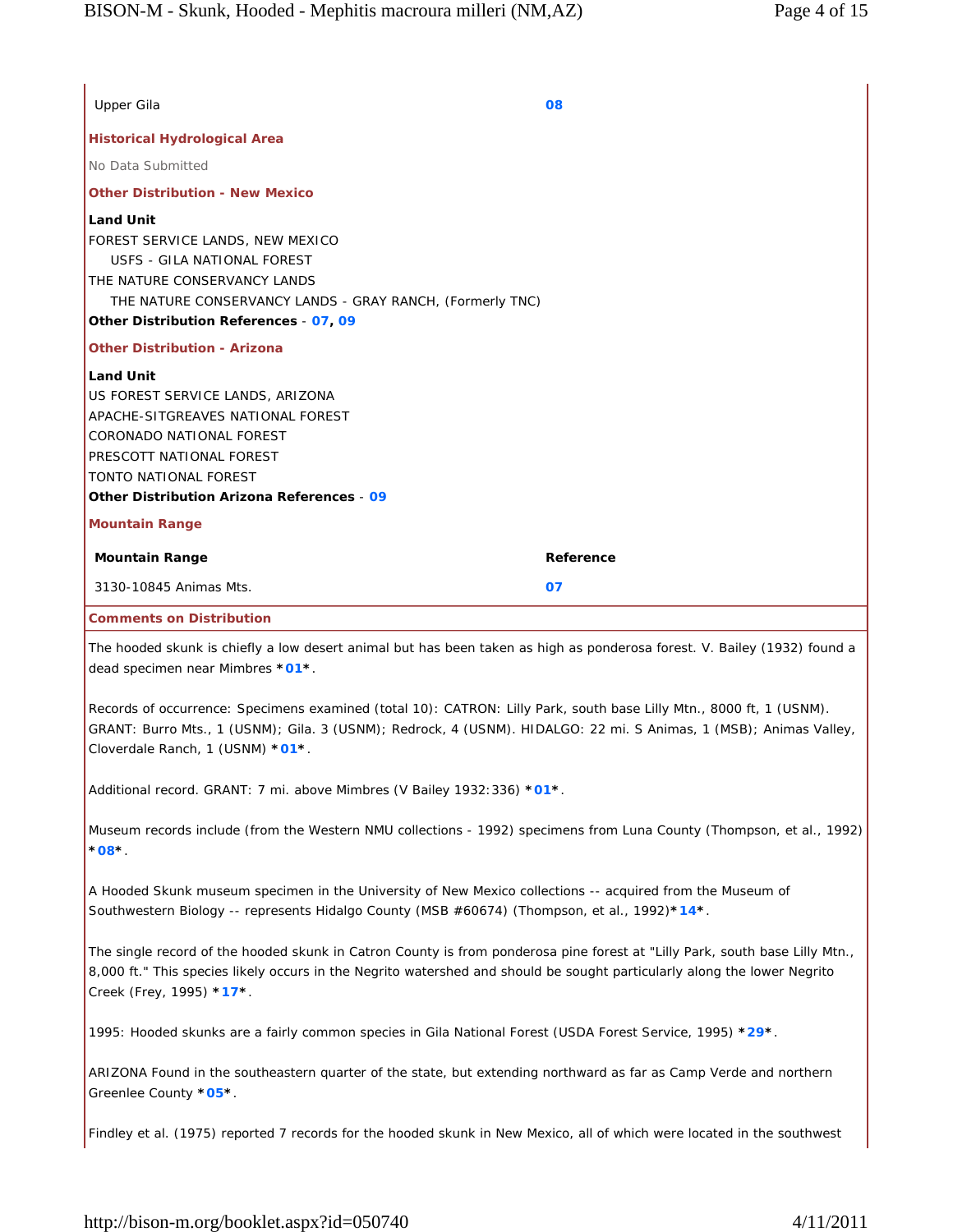| | |
|---|---|
| Upper Gila | 08 |

### Historical Hydrological Area

No Data Submitted

### Other Distribution - New Mexico

**Land Unit**

FOREST SERVICE LANDS, NEW MEXICO
  USFS - GILA NATIONAL FOREST
THE NATURE CONSERVANCY LANDS
  THE NATURE CONSERVANCY LANDS - GRAY RANCH, (Formerly TNC)

**Other Distribution References** - 07, 09

### Other Distribution - Arizona

**Land Unit**

US FOREST SERVICE LANDS, ARIZONA
APACHE-SITGREAVES NATIONAL FOREST
CORONADO NATIONAL FOREST
PRESCOTT NATIONAL FOREST
TONTO NATIONAL FOREST

**Other Distribution Arizona References** - 09

### Mountain Range

| Mountain Range | Reference |
|---|---|
| 3130-10845 Animas Mts. | 07 |

### Comments on Distribution

The hooded skunk is chiefly a low desert animal but has been taken as high as ponderosa forest. V. Bailey (1932) found a dead specimen near Mimbres *01*.

Records of occurrence: Specimens examined (total 10): CATRON: Lilly Park, south base Lilly Mtn., 8000 ft, 1 (USNM). GRANT: Burro Mts., 1 (USNM); Gila. 3 (USNM); Redrock, 4 (USNM). HIDALGO: 22 mi. S Animas, 1 (MSB); Animas Valley, Cloverdale Ranch, 1 (USNM) *01*.

Additional record. GRANT: 7 mi. above Mimbres (V Bailey 1932:336) *01*.

Museum records include (from the Western NMU collections - 1992) specimens from Luna County (Thompson, et al., 1992) *08*.

A Hooded Skunk museum specimen in the University of New Mexico collections -- acquired from the Museum of Southwestern Biology -- represents Hidalgo County (MSB #60674) (Thompson, et al., 1992)*14*.

The single record of the hooded skunk in Catron County is from ponderosa pine forest at "Lilly Park, south base Lilly Mtn., 8,000 ft." This species likely occurs in the Negrito watershed and should be sought particularly along the lower Negrito Creek (Frey, 1995) *17*.

1995: Hooded skunks are a fairly common species in Gila National Forest (USDA Forest Service, 1995) *29*.

ARIZONA Found in the southeastern quarter of the state, but extending northward as far as Camp Verde and northern Greenlee County *05*.

Findley et al. (1975) reported 7 records for the hooded skunk in New Mexico, all of which were located in the southwest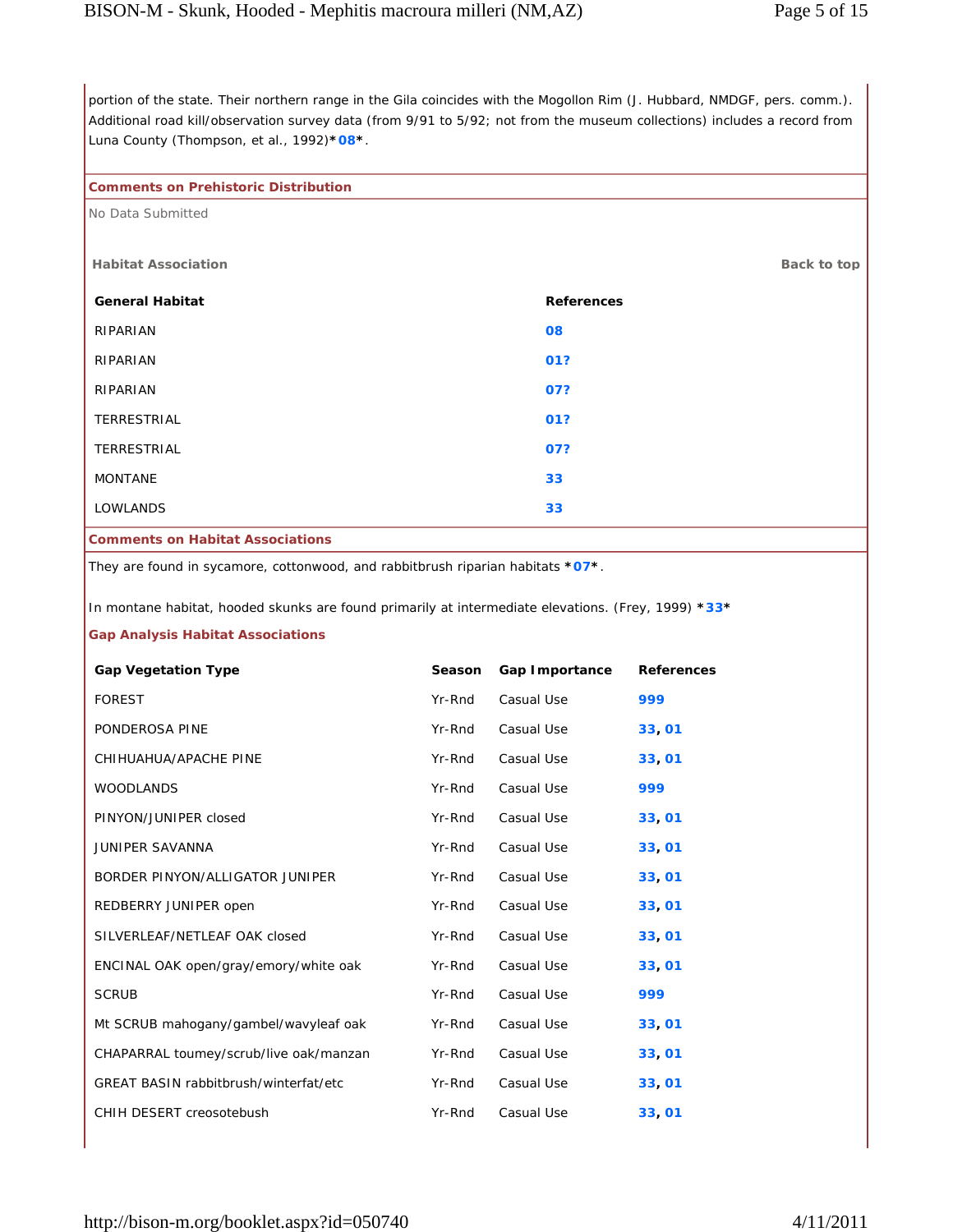portion of the state. Their northern range in the Gila coincides with the Mogollon Rim (J. Hubbard, NMDGF, pers. comm.). Additional road kill/observation survey data (from 9/91 to 5/92; not from the museum collections) includes a record from Luna County (Thompson, et al., 1992)*08*.

### Comments on Prehistoric Distribution

No Data Submitted

### Habitat Association

Back to top

| General Habitat | References |
|---|---|
| RIPARIAN | 08 |
| RIPARIAN | 01? |
| RIPARIAN | 07? |
| TERRESTRIAL | 01? |
| TERRESTRIAL | 07? |
| MONTANE | 33 |
| LOWLANDS | 33 |

### Comments on Habitat Associations

They are found in sycamore, cottonwood, and rabbitbrush riparian habitats *07*.

In montane habitat, hooded skunks are found primarily at intermediate elevations. (Frey, 1999) *33*

### Gap Analysis Habitat Associations

| Gap Vegetation Type | Season | Gap Importance | References |
|---|---|---|---|
| FOREST | Yr-Rnd | Casual Use | 999 |
| PONDEROSA PINE | Yr-Rnd | Casual Use | 33, 01 |
| CHIHUAHUA/APACHE PINE | Yr-Rnd | Casual Use | 33, 01 |
| WOODLANDS | Yr-Rnd | Casual Use | 999 |
| PINYON/JUNIPER closed | Yr-Rnd | Casual Use | 33, 01 |
| JUNIPER SAVANNA | Yr-Rnd | Casual Use | 33, 01 |
| BORDER PINYON/ALLIGATOR JUNIPER | Yr-Rnd | Casual Use | 33, 01 |
| REDBERRY JUNIPER open | Yr-Rnd | Casual Use | 33, 01 |
| SILVERLEAF/NETLEAF OAK closed | Yr-Rnd | Casual Use | 33, 01 |
| ENCINAL OAK open/gray/emory/white oak | Yr-Rnd | Casual Use | 33, 01 |
| SCRUB | Yr-Rnd | Casual Use | 999 |
| Mt SCRUB mahogany/gambel/wavyleaf oak | Yr-Rnd | Casual Use | 33, 01 |
| CHAPARRAL toumey/scrub/live oak/manzan | Yr-Rnd | Casual Use | 33, 01 |
| GREAT BASIN rabbitbrush/winterfat/etc | Yr-Rnd | Casual Use | 33, 01 |
| CHIH DESERT creosotebush | Yr-Rnd | Casual Use | 33, 01 |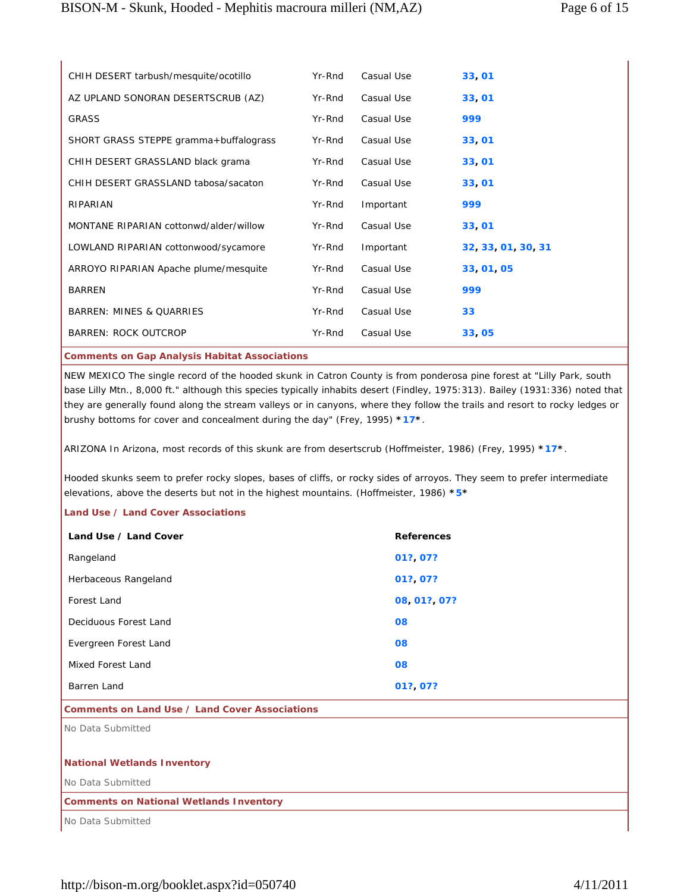| | | | |
|---|---|---|---|
| CHIH DESERT tarbush/mesquite/ocotillo | Yr-Rnd | Casual Use | 33, 01 |
| AZ UPLAND SONORAN DESERTSCRUB (AZ) | Yr-Rnd | Casual Use | 33, 01 |
| GRASS | Yr-Rnd | Casual Use | 999 |
| SHORT GRASS STEPPE gramma+buffalograss | Yr-Rnd | Casual Use | 33, 01 |
| CHIH DESERT GRASSLAND black grama | Yr-Rnd | Casual Use | 33, 01 |
| CHIH DESERT GRASSLAND tabosa/sacaton | Yr-Rnd | Casual Use | 33, 01 |
| RIPARIAN | Yr-Rnd | Important | 999 |
| MONTANE RIPARIAN cottonwd/alder/willow | Yr-Rnd | Casual Use | 33, 01 |
| LOWLAND RIPARIAN cottonwood/sycamore | Yr-Rnd | Important | 32, 33, 01, 30, 31 |
| ARROYO RIPARIAN Apache plume/mesquite | Yr-Rnd | Casual Use | 33, 01, 05 |
| BARREN | Yr-Rnd | Casual Use | 999 |
| BARREN: MINES & QUARRIES | Yr-Rnd | Casual Use | 33 |
| BARREN: ROCK OUTCROP | Yr-Rnd | Casual Use | 33, 05 |

### Comments on Gap Analysis Habitat Associations

NEW MEXICO The single record of the hooded skunk in Catron County is from ponderosa pine forest at "Lilly Park, south base Lilly Mtn., 8,000 ft." although this species typically inhabits desert (Findley, 1975:313). Bailey (1931:336) noted that they are generally found along the stream valleys or in canyons, where they follow the trails and resort to rocky ledges or brushy bottoms for cover and concealment during the day" (Frey, 1995) *17*.

ARIZONA In Arizona, most records of this skunk are from desertscrub (Hoffmeister, 1986) (Frey, 1995) *17*.

Hooded skunks seem to prefer rocky slopes, bases of cliffs, or rocky sides of arroyos. They seem to prefer intermediate elevations, above the deserts but not in the highest mountains. (Hoffmeister, 1986) *5*

### Land Use / Land Cover Associations

| Land Use / Land Cover | References |
|---|---|
| Rangeland | 01?, 07? |
| Herbaceous Rangeland | 01?, 07? |
| Forest Land | 08, 01?, 07? |
| Deciduous Forest Land | 08 |
| Evergreen Forest Land | 08 |
| Mixed Forest Land | 08 |
| Barren Land | 01?, 07? |

### Comments on Land Use / Land Cover Associations

No Data Submitted

### National Wetlands Inventory

No Data Submitted

### Comments on National Wetlands Inventory

No Data Submitted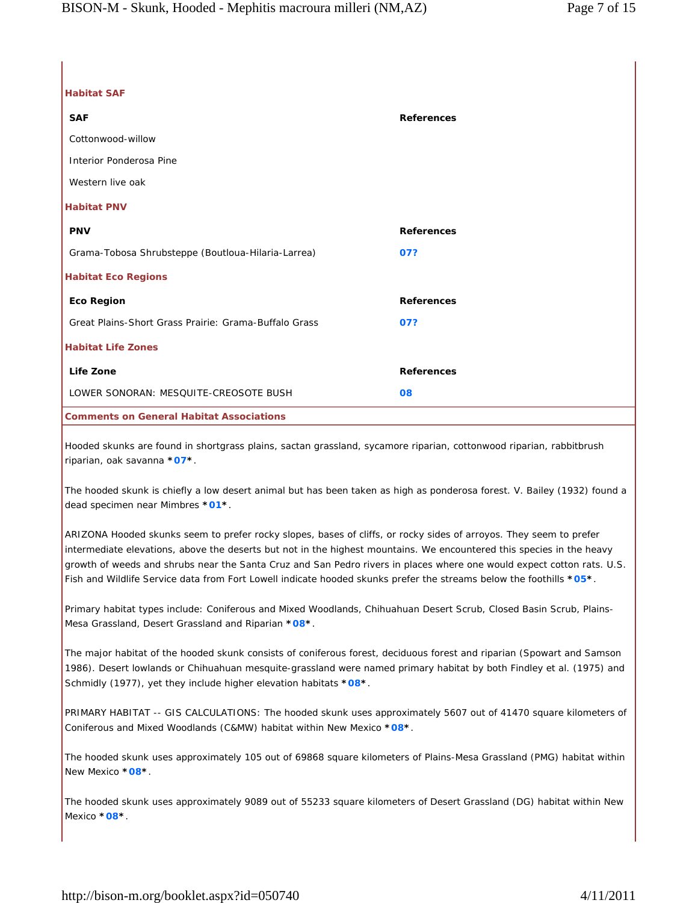### Habitat SAF

| SAF | References |
|---|---|
| Cottonwood-willow | |
| Interior Ponderosa Pine | |
| Western live oak | |

### Habitat PNV

| PNV | References |
|---|---|
| Grama-Tobosa Shrubsteppe (Boutloua-Hilaria-Larrea) | 07? |

### Habitat Eco Regions

| Eco Region | References |
|---|---|
| Great Plains-Short Grass Prairie: Grama-Buffalo Grass | 07? |

### Habitat Life Zones

| Life Zone | References |
|---|---|
| LOWER SONORAN: MESQUITE-CREOSOTE BUSH | 08 |

### Comments on General Habitat Associations

Hooded skunks are found in shortgrass plains, sactan grassland, sycamore riparian, cottonwood riparian, rabbitbrush riparian, oak savanna *07*.

The hooded skunk is chiefly a low desert animal but has been taken as high as ponderosa forest. V. Bailey (1932) found a dead specimen near Mimbres *01*.

ARIZONA Hooded skunks seem to prefer rocky slopes, bases of cliffs, or rocky sides of arroyos. They seem to prefer intermediate elevations, above the deserts but not in the highest mountains. We encountered this species in the heavy growth of weeds and shrubs near the Santa Cruz and San Pedro rivers in places where one would expect cotton rats. U.S. Fish and Wildlife Service data from Fort Lowell indicate hooded skunks prefer the streams below the foothills *05*.

Primary habitat types include: Coniferous and Mixed Woodlands, Chihuahuan Desert Scrub, Closed Basin Scrub, Plains-Mesa Grassland, Desert Grassland and Riparian *08*.

The major habitat of the hooded skunk consists of coniferous forest, deciduous forest and riparian (Spowart and Samson 1986). Desert lowlands or Chihuahuan mesquite-grassland were named primary habitat by both Findley et al. (1975) and Schmidly (1977), yet they include higher elevation habitats *08*.

PRIMARY HABITAT -- GIS CALCULATIONS: The hooded skunk uses approximately 5607 out of 41470 square kilometers of Coniferous and Mixed Woodlands (C&MW) habitat within New Mexico *08*.

The hooded skunk uses approximately 105 out of 69868 square kilometers of Plains-Mesa Grassland (PMG) habitat within New Mexico *08*.

The hooded skunk uses approximately 9089 out of 55233 square kilometers of Desert Grassland (DG) habitat within New Mexico *08*.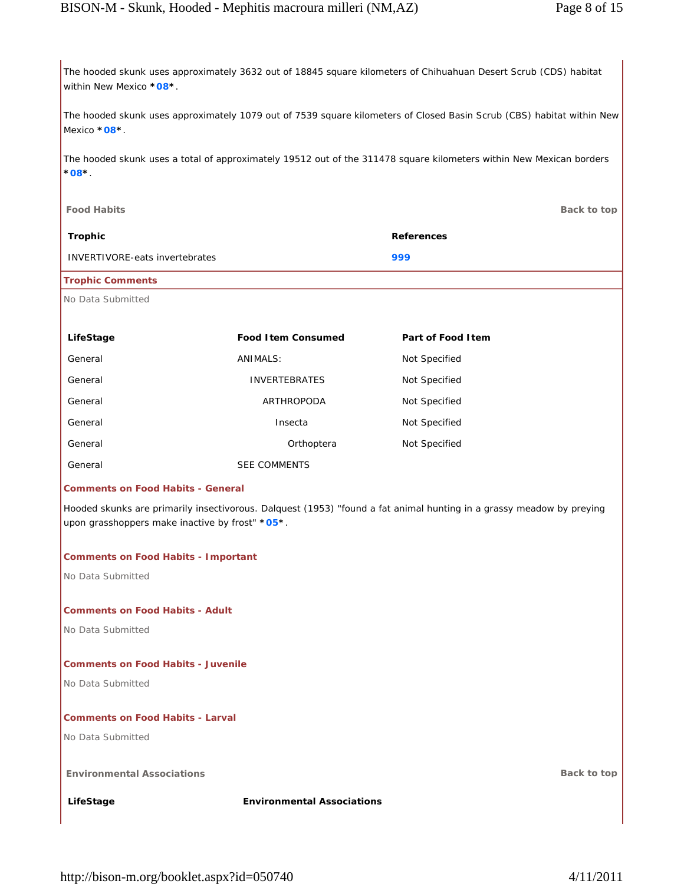The hooded skunk uses approximately 3632 out of 18845 square kilometers of Chihuahuan Desert Scrub (CDS) habitat within New Mexico ***08***.

The hooded skunk uses approximately 1079 out of 7539 square kilometers of Closed Basin Scrub (CBS) habitat within New Mexico ***08***.

The hooded skunk uses a total of approximately 19512 out of the 311478 square kilometers within New Mexican borders ***08***.

**Food Habits** Back to top

| Trophic | References |
|---|---|
| INVERTIVORE-eats invertebrates | 999 |

**Trophic Comments**

No Data Submitted

| LifeStage | Food Item Consumed | Part of Food Item |
|---|---|---|
| General | ANIMALS: | Not Specified |
| General | INVERTEBRATES | Not Specified |
| General | ARTHROPODA | Not Specified |
| General | Insecta | Not Specified |
| General | Orthoptera | Not Specified |
| General | SEE COMMENTS | |

**Comments on Food Habits - General**

Hooded skunks are primarily insectivorous. Dalquest (1953) "found a fat animal hunting in a grassy meadow by preying upon grasshoppers make inactive by frost" ***05***.

**Comments on Food Habits - Important**

No Data Submitted

**Comments on Food Habits - Adult**

No Data Submitted

**Comments on Food Habits - Juvenile**

No Data Submitted

**Comments on Food Habits - Larval**

No Data Submitted

**Environmental Associations** Back to top

| LifeStage | Environmental Associations |
|---|---|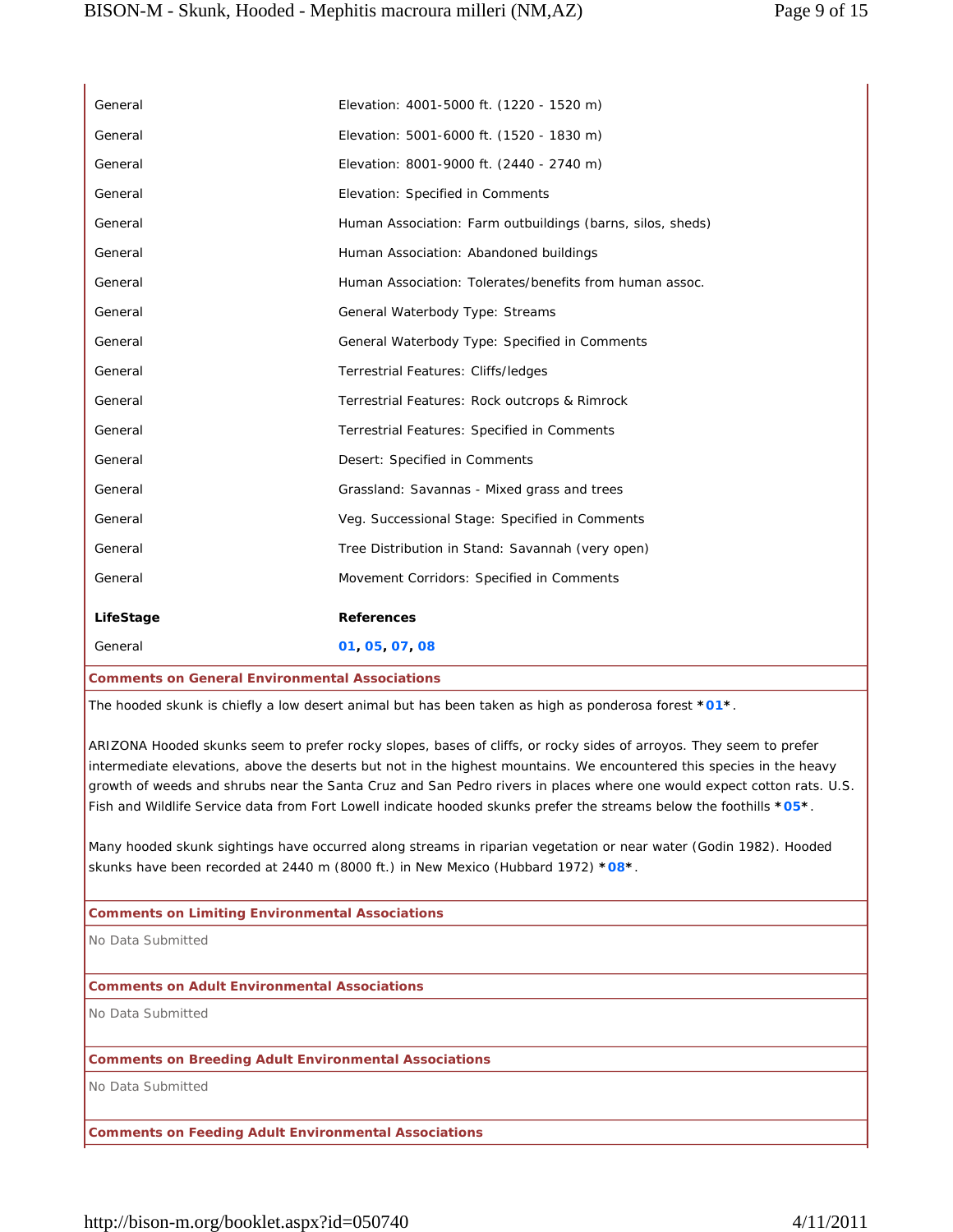| | |
|---|---|
| General | Elevation: 4001-5000 ft. (1220 - 1520 m) |
| General | Elevation: 5001-6000 ft. (1520 - 1830 m) |
| General | Elevation: 8001-9000 ft. (2440 - 2740 m) |
| General | Elevation: Specified in Comments |
| General | Human Association: Farm outbuildings (barns, silos, sheds) |
| General | Human Association: Abandoned buildings |
| General | Human Association: Tolerates/benefits from human assoc. |
| General | General Waterbody Type: Streams |
| General | General Waterbody Type: Specified in Comments |
| General | Terrestrial Features: Cliffs/ledges |
| General | Terrestrial Features: Rock outcrops & Rimrock |
| General | Terrestrial Features: Specified in Comments |
| General | Desert: Specified in Comments |
| General | Grassland: Savannas - Mixed grass and trees |
| General | Veg. Successional Stage: Specified in Comments |
| General | Tree Distribution in Stand: Savannah (very open) |
| General | Movement Corridors: Specified in Comments |

| LifeStage | References |
|---|---|
| General | 01, 05, 07, 08 |

**Comments on General Environmental Associations**

The hooded skunk is chiefly a low desert animal but has been taken as high as ponderosa forest *01*.

ARIZONA Hooded skunks seem to prefer rocky slopes, bases of cliffs, or rocky sides of arroyos. They seem to prefer intermediate elevations, above the deserts but not in the highest mountains. We encountered this species in the heavy growth of weeds and shrubs near the Santa Cruz and San Pedro rivers in places where one would expect cotton rats. U.S. Fish and Wildlife Service data from Fort Lowell indicate hooded skunks prefer the streams below the foothills *05*.

Many hooded skunk sightings have occurred along streams in riparian vegetation or near water (Godin 1982). Hooded skunks have been recorded at 2440 m (8000 ft.) in New Mexico (Hubbard 1972) *08*.

**Comments on Limiting Environmental Associations**

No Data Submitted

**Comments on Adult Environmental Associations**

No Data Submitted

**Comments on Breeding Adult Environmental Associations**

No Data Submitted

**Comments on Feeding Adult Environmental Associations**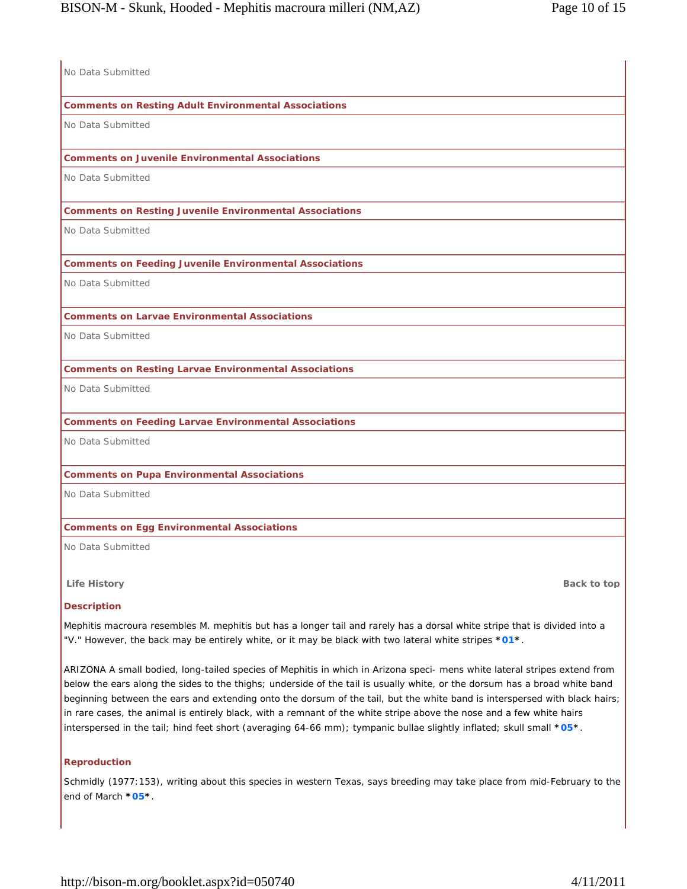No Data Submitted

**Comments on Resting Adult Environmental Associations**

No Data Submitted

**Comments on Juvenile Environmental Associations**

No Data Submitted

**Comments on Resting Juvenile Environmental Associations**

No Data Submitted

**Comments on Feeding Juvenile Environmental Associations**

No Data Submitted

**Comments on Larvae Environmental Associations**

No Data Submitted

**Comments on Resting Larvae Environmental Associations**

No Data Submitted

**Comments on Feeding Larvae Environmental Associations**

No Data Submitted

**Comments on Pupa Environmental Associations**

No Data Submitted

**Comments on Egg Environmental Associations**

No Data Submitted

## Life History

Back to top

### Description

Mephitis macroura resembles M. mephitis but has a longer tail and rarely has a dorsal white stripe that is divided into a "V." However, the back may be entirely white, or it may be black with two lateral white stripes *01*.

ARIZONA A small bodied, long-tailed species of Mephitis in which in Arizona speci- mens white lateral stripes extend from below the ears along the sides to the thighs; underside of the tail is usually white, or the dorsum has a broad white band beginning between the ears and extending onto the dorsum of the tail, but the white band is interspersed with black hairs; in rare cases, the animal is entirely black, with a remnant of the white stripe above the nose and a few white hairs interspersed in the tail; hind feet short (averaging 64-66 mm); tympanic bullae slightly inflated; skull small *05*.

### Reproduction

Schmidly (1977:153), writing about this species in western Texas, says breeding may take place from mid-February to the end of March *05*.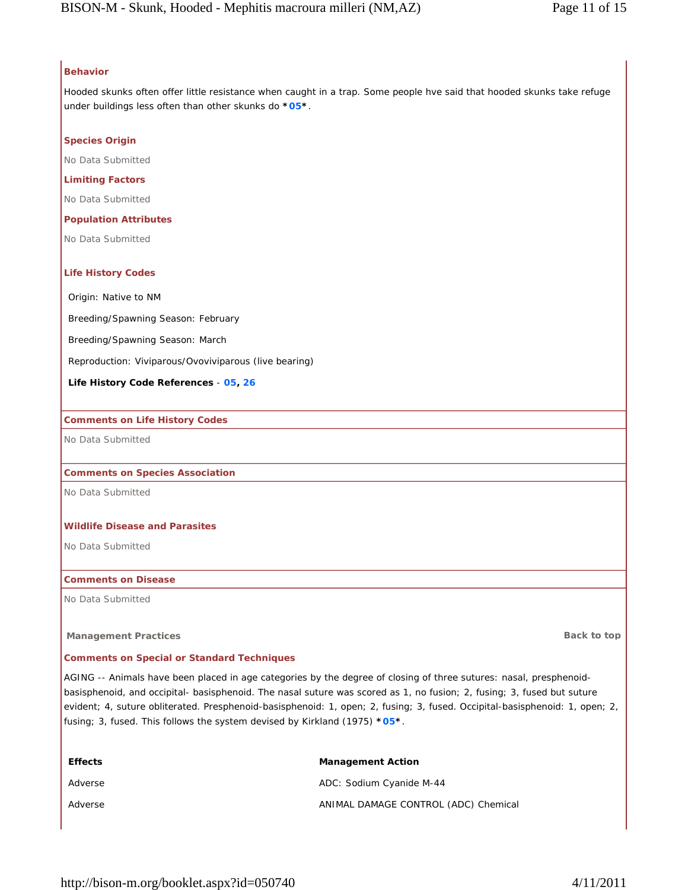### Behavior

Hooded skunks often offer little resistance when caught in a trap. Some people hve said that hooded skunks take refuge under buildings less often than other skunks do *05*.

### Species Origin

No Data Submitted

### Limiting Factors

No Data Submitted

### Population Attributes

No Data Submitted

### Life History Codes

Origin: Native to NM

Breeding/Spawning Season: February

Breeding/Spawning Season: March

Reproduction: Viviparous/Ovoviviparous (live bearing)

**Life History Code References** - **05**, **26**

### Comments on Life History Codes

No Data Submitted

### Comments on Species Association

No Data Submitted

### Wildlife Disease and Parasites

No Data Submitted

### Comments on Disease

No Data Submitted

## Management Practices

Back to top

### Comments on Special or Standard Techniques

AGING -- Animals have been placed in age categories by the degree of closing of three sutures: nasal, presphenoid-basisphenoid, and occipital- basisphenoid. The nasal suture was scored as 1, no fusion; 2, fusing; 3, fused but suture evident; 4, suture obliterated. Presphenoid-basisphenoid: 1, open; 2, fusing; 3, fused. Occipital-basisphenoid: 1, open; 2, fusing; 3, fused. This follows the system devised by Kirkland (1975) *05*.

| Effects | Management Action |
|---|---|
| Adverse | ADC: Sodium Cyanide M-44 |
| Adverse | ANIMAL DAMAGE CONTROL (ADC) Chemical |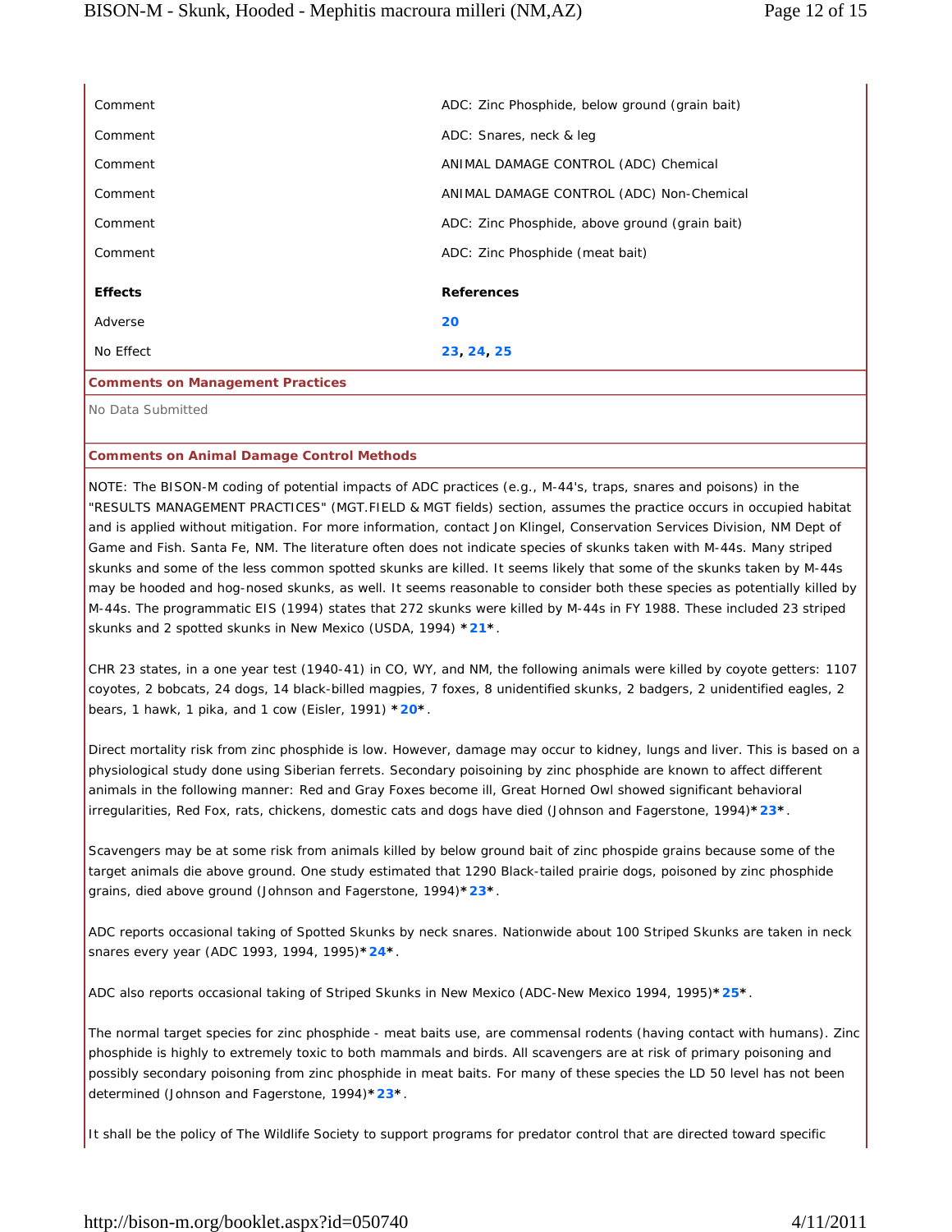| | |
|---|---|
| Comment | ADC: Zinc Phosphide, below ground (grain bait) |
| Comment | ADC: Snares, neck & leg |
| Comment | ANIMAL DAMAGE CONTROL (ADC) Chemical |
| Comment | ANIMAL DAMAGE CONTROL (ADC) Non-Chemical |
| Comment | ADC: Zinc Phosphide, above ground (grain bait) |
| Comment | ADC: Zinc Phosphide (meat bait) |
| **Effects** | **References** |
| Adverse | **20** |
| No Effect | **23**, **24**, **25** |

**Comments on Management Practices**

No Data Submitted

**Comments on Animal Damage Control Methods**

NOTE: The BISON-M coding of potential impacts of ADC practices (e.g., M-44's, traps, snares and poisons) in the "RESULTS MANAGEMENT PRACTICES" (MGT.FIELD & MGT fields) section, assumes the practice occurs in occupied habitat and is applied without mitigation. For more information, contact Jon Klingel, Conservation Services Division, NM Dept of Game and Fish. Santa Fe, NM. The literature often does not indicate species of skunks taken with M-44s. Many striped skunks and some of the less common spotted skunks are killed. It seems likely that some of the skunks taken by M-44s may be hooded and hog-nosed skunks, as well. It seems reasonable to consider both these species as potentially killed by M-44s. The programmatic EIS (1994) states that 272 skunks were killed by M-44s in FY 1988. These included 23 striped skunks and 2 spotted skunks in New Mexico (USDA, 1994) ***21***.

CHR 23 states, in a one year test (1940-41) in CO, WY, and NM, the following animals were killed by coyote getters: 1107 coyotes, 2 bobcats, 24 dogs, 14 black-billed magpies, 7 foxes, 8 unidentified skunks, 2 badgers, 2 unidentified eagles, 2 bears, 1 hawk, 1 pika, and 1 cow (Eisler, 1991) ***20***.

Direct mortality risk from zinc phosphide is low. However, damage may occur to kidney, lungs and liver. This is based on a physiological study done using Siberian ferrets. Secondary poisoining by zinc phosphide are known to affect different animals in the following manner: Red and Gray Foxes become ill, Great Horned Owl showed significant behavioral irregularities, Red Fox, rats, chickens, domestic cats and dogs have died (Johnson and Fagerstone, 1994)***23***.

Scavengers may be at some risk from animals killed by below ground bait of zinc phospide grains because some of the target animals die above ground. One study estimated that 1290 Black-tailed prairie dogs, poisoned by zinc phosphide grains, died above ground (Johnson and Fagerstone, 1994)***23***.

ADC reports occasional taking of Spotted Skunks by neck snares. Nationwide about 100 Striped Skunks are taken in neck snares every year (ADC 1993, 1994, 1995)***24***.

ADC also reports occasional taking of Striped Skunks in New Mexico (ADC-New Mexico 1994, 1995)***25***.

The normal target species for zinc phosphide - meat baits use, are commensal rodents (having contact with humans). Zinc phosphide is highly to extremely toxic to both mammals and birds. All scavengers are at risk of primary poisoning and possibly secondary poisoning from zinc phosphide in meat baits. For many of these species the LD 50 level has not been determined (Johnson and Fagerstone, 1994)***23***.

It shall be the policy of The Wildlife Society to support programs for predator control that are directed toward specific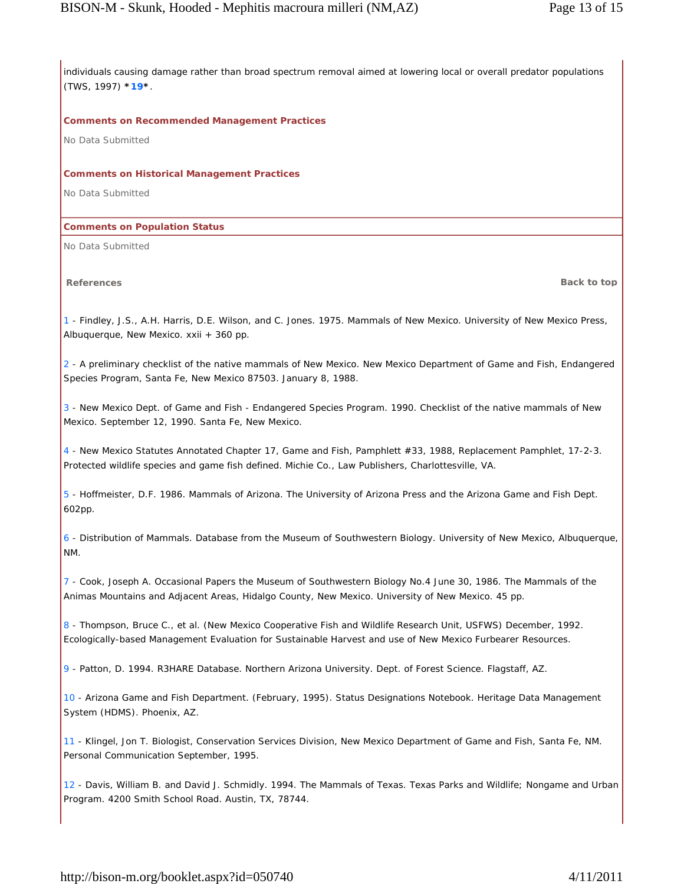individuals causing damage rather than broad spectrum removal aimed at lowering local or overall predator populations (TWS, 1997) ***19***.

**Comments on Recommended Management Practices**

No Data Submitted

**Comments on Historical Management Practices**

No Data Submitted

**Comments on Population Status**

No Data Submitted

**References**

Back to top

1 - Findley, J.S., A.H. Harris, D.E. Wilson, and C. Jones. 1975. Mammals of New Mexico. University of New Mexico Press, Albuquerque, New Mexico. xxii + 360 pp.

2 - A preliminary checklist of the native mammals of New Mexico. New Mexico Department of Game and Fish, Endangered Species Program, Santa Fe, New Mexico 87503. January 8, 1988.

3 - New Mexico Dept. of Game and Fish - Endangered Species Program. 1990. Checklist of the native mammals of New Mexico. September 12, 1990. Santa Fe, New Mexico.

4 - New Mexico Statutes Annotated Chapter 17, Game and Fish, Pamphlett #33, 1988, Replacement Pamphlet, 17-2-3. Protected wildlife species and game fish defined. Michie Co., Law Publishers, Charlottesville, VA.

5 - Hoffmeister, D.F. 1986. Mammals of Arizona. The University of Arizona Press and the Arizona Game and Fish Dept. 602pp.

6 - Distribution of Mammals. Database from the Museum of Southwestern Biology. University of New Mexico, Albuquerque, NM.

7 - Cook, Joseph A. Occasional Papers the Museum of Southwestern Biology No.4 June 30, 1986. The Mammals of the Animas Mountains and Adjacent Areas, Hidalgo County, New Mexico. University of New Mexico. 45 pp.

8 - Thompson, Bruce C., et al. (New Mexico Cooperative Fish and Wildlife Research Unit, USFWS) December, 1992. Ecologically-based Management Evaluation for Sustainable Harvest and use of New Mexico Furbearer Resources.

9 - Patton, D. 1994. R3HARE Database. Northern Arizona University. Dept. of Forest Science. Flagstaff, AZ.

10 - Arizona Game and Fish Department. (February, 1995). Status Designations Notebook. Heritage Data Management System (HDMS). Phoenix, AZ.

11 - Klingel, Jon T. Biologist, Conservation Services Division, New Mexico Department of Game and Fish, Santa Fe, NM. Personal Communication September, 1995.

12 - Davis, William B. and David J. Schmidly. 1994. The Mammals of Texas. Texas Parks and Wildlife; Nongame and Urban Program. 4200 Smith School Road. Austin, TX, 78744.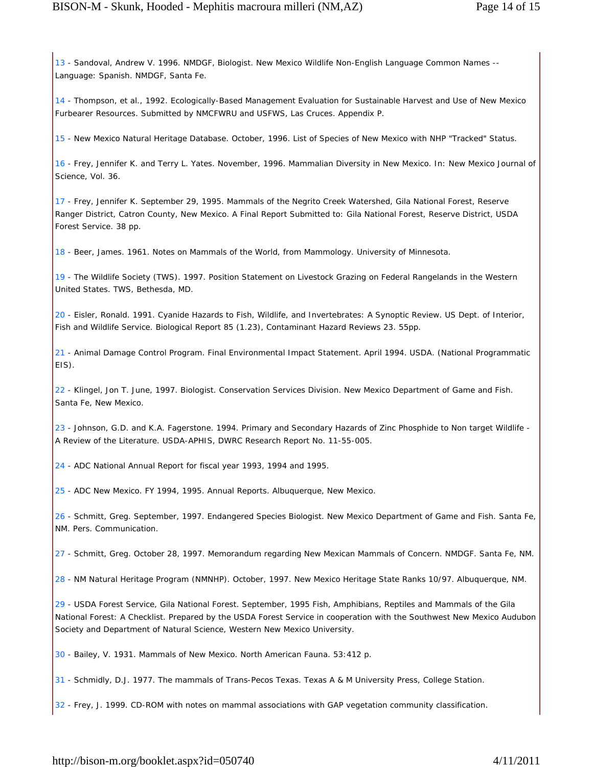13 - Sandoval, Andrew V. 1996. NMDGF, Biologist. New Mexico Wildlife Non-English Language Common Names -- Language: Spanish. NMDGF, Santa Fe.

14 - Thompson, et al., 1992. Ecologically-Based Management Evaluation for Sustainable Harvest and Use of New Mexico Furbearer Resources. Submitted by NMCFWRU and USFWS, Las Cruces. Appendix P.

15 - New Mexico Natural Heritage Database. October, 1996. List of Species of New Mexico with NHP "Tracked" Status.

16 - Frey, Jennifer K. and Terry L. Yates. November, 1996. Mammalian Diversity in New Mexico. In: New Mexico Journal of Science, Vol. 36.

17 - Frey, Jennifer K. September 29, 1995. Mammals of the Negrito Creek Watershed, Gila National Forest, Reserve Ranger District, Catron County, New Mexico. A Final Report Submitted to: Gila National Forest, Reserve District, USDA Forest Service. 38 pp.

18 - Beer, James. 1961. Notes on Mammals of the World, from Mammology. University of Minnesota.

19 - The Wildlife Society (TWS). 1997. Position Statement on Livestock Grazing on Federal Rangelands in the Western United States. TWS, Bethesda, MD.

20 - Eisler, Ronald. 1991. Cyanide Hazards to Fish, Wildlife, and Invertebrates: A Synoptic Review. US Dept. of Interior, Fish and Wildlife Service. Biological Report 85 (1.23), Contaminant Hazard Reviews 23. 55pp.

21 - Animal Damage Control Program. Final Environmental Impact Statement. April 1994. USDA. (National Programmatic EIS).

22 - Klingel, Jon T. June, 1997. Biologist. Conservation Services Division. New Mexico Department of Game and Fish. Santa Fe, New Mexico.

23 - Johnson, G.D. and K.A. Fagerstone. 1994. Primary and Secondary Hazards of Zinc Phosphide to Non target Wildlife - A Review of the Literature. USDA-APHIS, DWRC Research Report No. 11-55-005.

24 - ADC National Annual Report for fiscal year 1993, 1994 and 1995.

25 - ADC New Mexico. FY 1994, 1995. Annual Reports. Albuquerque, New Mexico.

26 - Schmitt, Greg. September, 1997. Endangered Species Biologist. New Mexico Department of Game and Fish. Santa Fe, NM. Pers. Communication.

27 - Schmitt, Greg. October 28, 1997. Memorandum regarding New Mexican Mammals of Concern. NMDGF. Santa Fe, NM.

28 - NM Natural Heritage Program (NMNHP). October, 1997. New Mexico Heritage State Ranks 10/97. Albuquerque, NM.

29 - USDA Forest Service, Gila National Forest. September, 1995 Fish, Amphibians, Reptiles and Mammals of the Gila National Forest: A Checklist. Prepared by the USDA Forest Service in cooperation with the Southwest New Mexico Audubon Society and Department of Natural Science, Western New Mexico University.

30 - Bailey, V. 1931. Mammals of New Mexico. North American Fauna. 53:412 p.

31 - Schmidly, D.J. 1977. The mammals of Trans-Pecos Texas. Texas A & M University Press, College Station.

32 - Frey, J. 1999. CD-ROM with notes on mammal associations with GAP vegetation community classification.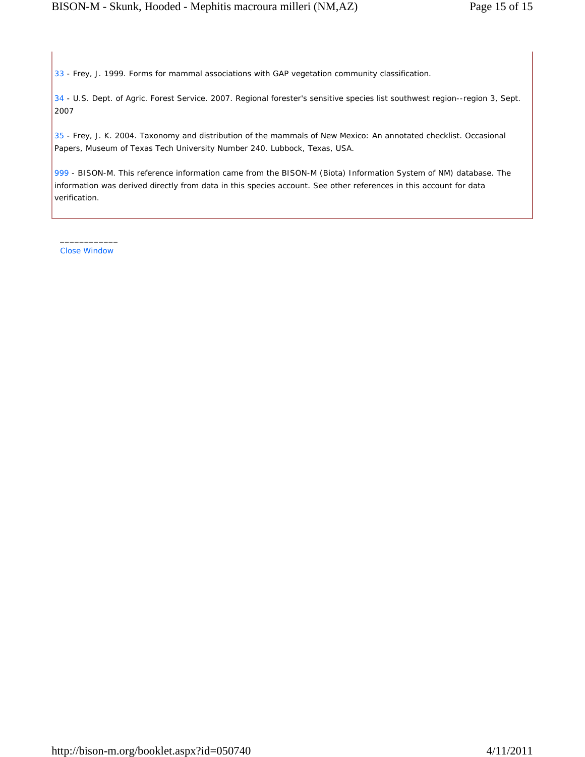33 - Frey, J. 1999. Forms for mammal associations with GAP vegetation community classification.

34 - U.S. Dept. of Agric. Forest Service. 2007. Regional forester's sensitive species list southwest region--region 3, Sept. 2007

35 - Frey, J. K. 2004. Taxonomy and distribution of the mammals of New Mexico: An annotated checklist. Occasional Papers, Museum of Texas Tech University Number 240. Lubbock, Texas, USA.

999 - BISON-M. This reference information came from the BISON-M (Biota) Information System of NM) database. The information was derived directly from data in this species account. See other references in this account for data verification.

___________
Close Window